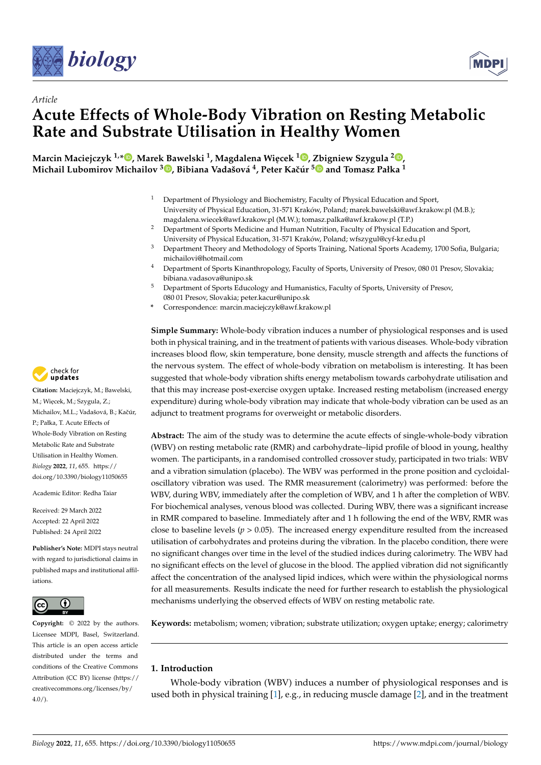*Article*

# Acute Effects of Whole-Body Vibration on Resting Metabolic Rate and Substrate Utilisation in Healthy Women

**Marcin Maciejczyk [1,*], Marek Bawelski [1], Magdalena Więcek [1], Zbigniew Szygula [2], Michail Lubomirov Michailov [3], Bibiana Vadašová [4], Peter Kačúr [5] and Tomasz Pałka [1]**

[1] Department of Physiology and Biochemistry, Faculty of Physical Education and Sport, University of Physical Education, 31-571 Kraków, Poland; marek.bawelski@awf.krakow.pl (M.B.); magdalena.wiecek@awf.krakow.pl (M.W.); tomasz.palka@awf.krakow.pl (T.P.)

[2] Department of Sports Medicine and Human Nutrition, Faculty of Physical Education and Sport, University of Physical Education, 31-571 Kraków, Poland; wfszygul@cyf-kr.edu.pl

[3] Department Theory and Methodology of Sports Training, National Sports Academy, 1700 Sofia, Bulgaria; michailovi@hotmail.com

[4] Department of Sports Kinanthropology, Faculty of Sports, University of Presov, 080 01 Presov, Slovakia; bibiana.vadasova@unipo.sk

[5] Department of Sports Educology and Humanistics, Faculty of Sports, University of Presov, 080 01 Presov, Slovakia; peter.kacur@unipo.sk

\* Correspondence: marcin.maciejczyk@awf.krakow.pl

**Citation:** Maciejczyk, M.; Bawelski, M.; Więcek, M.; Szygula, Z.; Michailov, M.L.; Vadašová, B.; Kačúr, P.; Pałka, T. Acute Effects of Whole-Body Vibration on Resting Metabolic Rate and Substrate Utilisation in Healthy Women. *Biology* **2022**, *11*, 655. https://doi.org/10.3390/biology11050655

Academic Editor: Redha Taiar

Received: 29 March 2022
Accepted: 22 April 2022
Published: 24 April 2022

**Publisher's Note:** MDPI stays neutral with regard to jurisdictional claims in published maps and institutional affiliations.

**Copyright:** © 2022 by the authors. Licensee MDPI, Basel, Switzerland. This article is an open access article distributed under the terms and conditions of the Creative Commons Attribution (CC BY) license (https://creativecommons.org/licenses/by/4.0/).

**Simple Summary:** Whole-body vibration induces a number of physiological responses and is used both in physical training, and in the treatment of patients with various diseases. Whole-body vibration increases blood flow, skin temperature, bone density, muscle strength and affects the functions of the nervous system. The effect of whole-body vibration on metabolism is interesting. It has been suggested that whole-body vibration shifts energy metabolism towards carbohydrate utilisation and that this may increase post-exercise oxygen uptake. Increased resting metabolism (increased energy expenditure) during whole-body vibration may indicate that whole-body vibration can be used as an adjunct to treatment programs for overweight or metabolic disorders.

**Abstract:** The aim of the study was to determine the acute effects of single-whole-body vibration (WBV) on resting metabolic rate (RMR) and carbohydrate–lipid profile of blood in young, healthy women. The participants, in a randomised controlled crossover study, participated in two trials: WBV and a vibration simulation (placebo). The WBV was performed in the prone position and cycloidal-oscillatory vibration was used. The RMR measurement (calorimetry) was performed: before the WBV, during WBV, immediately after the completion of WBV, and 1 h after the completion of WBV. For biochemical analyses, venous blood was collected. During WBV, there was a significant increase in RMR compared to baseline. Immediately after and 1 h following the end of the WBV, RMR was close to baseline levels ($p > 0.05$). The increased energy expenditure resulted from the increased utilisation of carbohydrates and proteins during the vibration. In the placebo condition, there were no significant changes over time in the level of the studied indices during calorimetry. The WBV had no significant effects on the level of glucose in the blood. The applied vibration did not significantly affect the concentration of the analysed lipid indices, which were within the physiological norms for all measurements. Results indicate the need for further research to establish the physiological mechanisms underlying the observed effects of WBV on resting metabolic rate.

**Keywords:** metabolism; women; vibration; substrate utilization; oxygen uptake; energy; calorimetry

## 1. Introduction

Whole-body vibration (WBV) induces a number of physiological responses and is used both in physical training [1], e.g., in reducing muscle damage [2], and in the treatment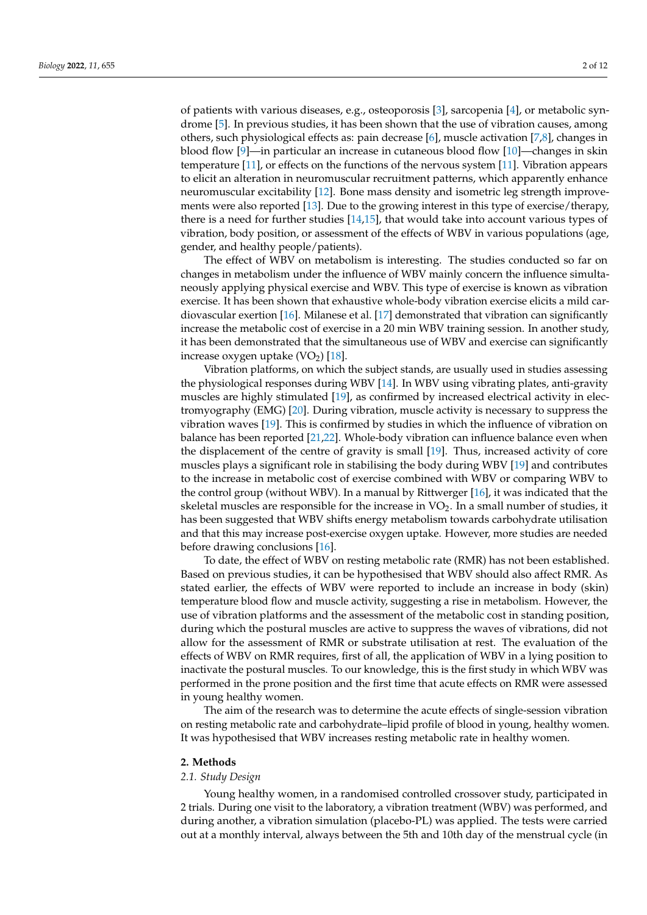of patients with various diseases, e.g., osteoporosis [3], sarcopenia [4], or metabolic syndrome [5]. In previous studies, it has been shown that the use of vibration causes, among others, such physiological effects as: pain decrease [6], muscle activation [7,8], changes in blood flow [9]—in particular an increase in cutaneous blood flow [10]—changes in skin temperature [11], or effects on the functions of the nervous system [11]. Vibration appears to elicit an alteration in neuromuscular recruitment patterns, which apparently enhance neuromuscular excitability [12]. Bone mass density and isometric leg strength improvements were also reported [13]. Due to the growing interest in this type of exercise/therapy, there is a need for further studies [14,15], that would take into account various types of vibration, body position, or assessment of the effects of WBV in various populations (age, gender, and healthy people/patients).

The effect of WBV on metabolism is interesting. The studies conducted so far on changes in metabolism under the influence of WBV mainly concern the influence simultaneously applying physical exercise and WBV. This type of exercise is known as vibration exercise. It has been shown that exhaustive whole-body vibration exercise elicits a mild cardiovascular exertion [16]. Milanese et al. [17] demonstrated that vibration can significantly increase the metabolic cost of exercise in a 20 min WBV training session. In another study, it has been demonstrated that the simultaneous use of WBV and exercise can significantly increase oxygen uptake ($VO_2$) [18].

Vibration platforms, on which the subject stands, are usually used in studies assessing the physiological responses during WBV [14]. In WBV using vibrating plates, anti-gravity muscles are highly stimulated [19], as confirmed by increased electrical activity in electromyography (EMG) [20]. During vibration, muscle activity is necessary to suppress the vibration waves [19]. This is confirmed by studies in which the influence of vibration on balance has been reported [21,22]. Whole-body vibration can influence balance even when the displacement of the centre of gravity is small [19]. Thus, increased activity of core muscles plays a significant role in stabilising the body during WBV [19] and contributes to the increase in metabolic cost of exercise combined with WBV or comparing WBV to the control group (without WBV). In a manual by Rittwerger [16], it was indicated that the skeletal muscles are responsible for the increase in $VO_2$. In a small number of studies, it has been suggested that WBV shifts energy metabolism towards carbohydrate utilisation and that this may increase post-exercise oxygen uptake. However, more studies are needed before drawing conclusions [16].

To date, the effect of WBV on resting metabolic rate (RMR) has not been established. Based on previous studies, it can be hypothesised that WBV should also affect RMR. As stated earlier, the effects of WBV were reported to include an increase in body (skin) temperature blood flow and muscle activity, suggesting a rise in metabolism. However, the use of vibration platforms and the assessment of the metabolic cost in standing position, during which the postural muscles are active to suppress the waves of vibrations, did not allow for the assessment of RMR or substrate utilisation at rest. The evaluation of the effects of WBV on RMR requires, first of all, the application of WBV in a lying position to inactivate the postural muscles. To our knowledge, this is the first study in which WBV was performed in the prone position and the first time that acute effects on RMR were assessed in young healthy women.

The aim of the research was to determine the acute effects of single-session vibration on resting metabolic rate and carbohydrate–lipid profile of blood in young, healthy women. It was hypothesised that WBV increases resting metabolic rate in healthy women.

## 2. Methods

### 2.1. Study Design

Young healthy women, in a randomised controlled crossover study, participated in 2 trials. During one visit to the laboratory, a vibration treatment (WBV) was performed, and during another, a vibration simulation (placebo-PL) was applied. The tests were carried out at a monthly interval, always between the 5th and 10th day of the menstrual cycle (in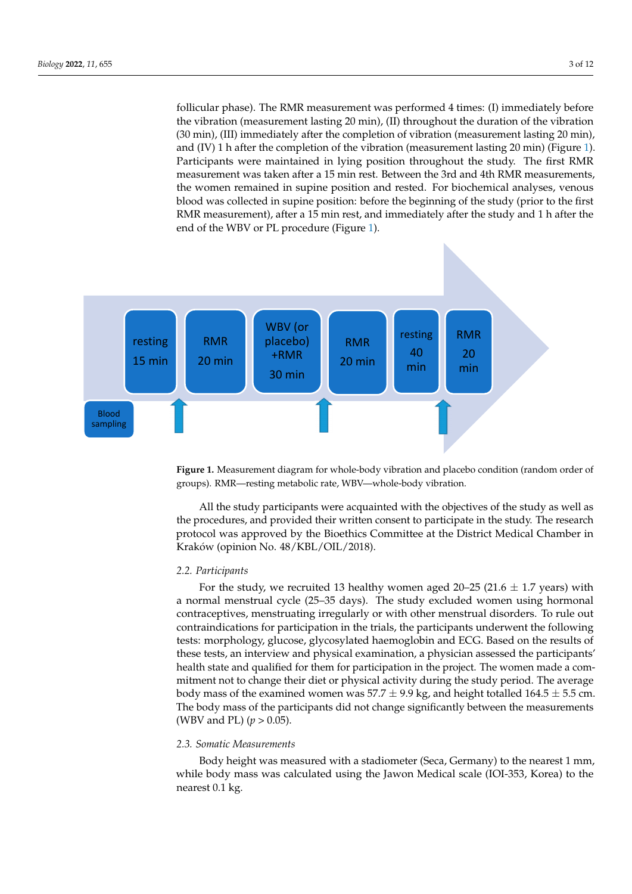follicular phase). The RMR measurement was performed 4 times: (I) immediately before the vibration (measurement lasting 20 min), (II) throughout the duration of the vibration (30 min), (III) immediately after the completion of vibration (measurement lasting 20 min), and (IV) 1 h after the completion of the vibration (measurement lasting 20 min) (Figure 1). Participants were maintained in lying position throughout the study. The first RMR measurement was taken after a 15 min rest. Between the 3rd and 4th RMR measurements, the women remained in supine position and rested. For biochemical analyses, venous blood was collected in supine position: before the beginning of the study (prior to the first RMR measurement), after a 15 min rest, and immediately after the study and 1 h after the end of the WBV or PL procedure (Figure 1).

resting 15 min → RMR 20 min → WBV (or placebo) +RMR 30 min → RMR 20 min → resting 40 min → RMR 20 min

Blood sampling

**Figure 1.** Measurement diagram for whole-body vibration and placebo condition (random order of groups). RMR—resting metabolic rate, WBV—whole-body vibration.

All the study participants were acquainted with the objectives of the study as well as the procedures, and provided their written consent to participate in the study. The research protocol was approved by the Bioethics Committee at the District Medical Chamber in Kraków (opinion No. 48/KBL/OIL/2018).

### *2.2. Participants*

For the study, we recruited 13 healthy women aged 20–25 (21.6 ± 1.7 years) with a normal menstrual cycle (25–35 days). The study excluded women using hormonal contraceptives, menstruating irregularly or with other menstrual disorders. To rule out contraindications for participation in the trials, the participants underwent the following tests: morphology, glucose, glycosylated haemoglobin and ECG. Based on the results of these tests, an interview and physical examination, a physician assessed the participants' health state and qualified for them for participation in the project. The women made a commitment not to change their diet or physical activity during the study period. The average body mass of the examined women was 57.7 ± 9.9 kg, and height totalled 164.5 ± 5.5 cm. The body mass of the participants did not change significantly between the measurements (WBV and PL) ($p > 0.05$).

### *2.3. Somatic Measurements*

Body height was measured with a stadiometer (Seca, Germany) to the nearest 1 mm, while body mass was calculated using the Jawon Medical scale (IOI-353, Korea) to the nearest 0.1 kg.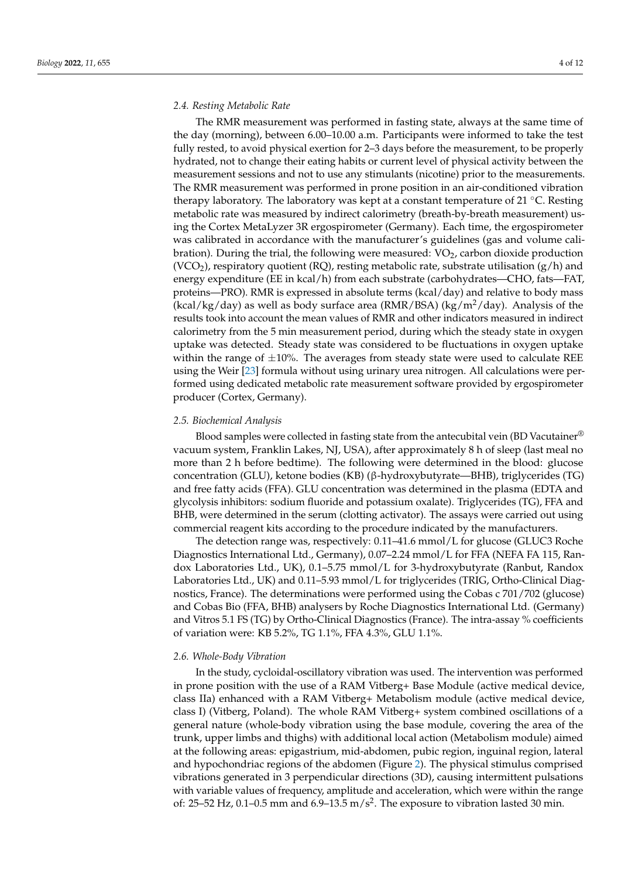### 2.4. Resting Metabolic Rate

The RMR measurement was performed in fasting state, always at the same time of the day (morning), between 6.00–10.00 a.m. Participants were informed to take the test fully rested, to avoid physical exertion for 2–3 days before the measurement, to be properly hydrated, not to change their eating habits or current level of physical activity between the measurement sessions and not to use any stimulants (nicotine) prior to the measurements. The RMR measurement was performed in prone position in an air-conditioned vibration therapy laboratory. The laboratory was kept at a constant temperature of 21 °C. Resting metabolic rate was measured by indirect calorimetry (breath-by-breath measurement) using the Cortex MetaLyzer 3R ergospirometer (Germany). Each time, the ergospirometer was calibrated in accordance with the manufacturer's guidelines (gas and volume calibration). During the trial, the following were measured: $VO_2$, carbon dioxide production ($VCO_2$), respiratory quotient (RQ), resting metabolic rate, substrate utilisation (g/h) and energy expenditure (EE in kcal/h) from each substrate (carbohydrates—CHO, fats—FAT, proteins—PRO). RMR is expressed in absolute terms (kcal/day) and relative to body mass (kcal/kg/day) as well as body surface area (RMR/BSA) (kg/$m^2$/day). Analysis of the results took into account the mean values of RMR and other indicators measured in indirect calorimetry from the 5 min measurement period, during which the steady state in oxygen uptake was detected. Steady state was considered to be fluctuations in oxygen uptake within the range of ±10%. The averages from steady state were used to calculate REE using the Weir [23] formula without using urinary urea nitrogen. All calculations were performed using dedicated metabolic rate measurement software provided by ergospirometer producer (Cortex, Germany).

### 2.5. Biochemical Analysis

Blood samples were collected in fasting state from the antecubital vein (BD Vacutainer® vacuum system, Franklin Lakes, NJ, USA), after approximately 8 h of sleep (last meal no more than 2 h before bedtime). The following were determined in the blood: glucose concentration (GLU), ketone bodies (KB) (β-hydroxybutyrate—BHB), triglycerides (TG) and free fatty acids (FFA). GLU concentration was determined in the plasma (EDTA and glycolysis inhibitors: sodium fluoride and potassium oxalate). Triglycerides (TG), FFA and BHB, were determined in the serum (clotting activator). The assays were carried out using commercial reagent kits according to the procedure indicated by the manufacturers.

The detection range was, respectively: 0.11–41.6 mmol/L for glucose (GLUC3 Roche Diagnostics International Ltd., Germany), 0.07–2.24 mmol/L for FFA (NEFA FA 115, Randox Laboratories Ltd., UK), 0.1–5.75 mmol/L for 3-hydroxybutyrate (Ranbut, Randox Laboratories Ltd., UK) and 0.11–5.93 mmol/L for triglycerides (TRIG, Ortho-Clinical Diagnostics, France). The determinations were performed using the Cobas c 701/702 (glucose) and Cobas Bio (FFA, BHB) analysers by Roche Diagnostics International Ltd. (Germany) and Vitros 5.1 FS (TG) by Ortho-Clinical Diagnostics (France). The intra-assay % coefficients of variation were: KB 5.2%, TG 1.1%, FFA 4.3%, GLU 1.1%.

### 2.6. Whole-Body Vibration

In the study, cycloidal-oscillatory vibration was used. The intervention was performed in prone position with the use of a RAM Vitberg+ Base Module (active medical device, class IIa) enhanced with a RAM Vitberg+ Metabolism module (active medical device, class I) (Vitberg, Poland). The whole RAM Vitberg+ system combined oscillations of a general nature (whole-body vibration using the base module, covering the area of the trunk, upper limbs and thighs) with additional local action (Metabolism module) aimed at the following areas: epigastrium, mid-abdomen, pubic region, inguinal region, lateral and hypochondriac regions of the abdomen (Figure 2). The physical stimulus comprised vibrations generated in 3 perpendicular directions (3D), causing intermittent pulsations with variable values of frequency, amplitude and acceleration, which were within the range of: 25–52 Hz, 0.1–0.5 mm and 6.9–13.5 m/$s^2$. The exposure to vibration lasted 30 min.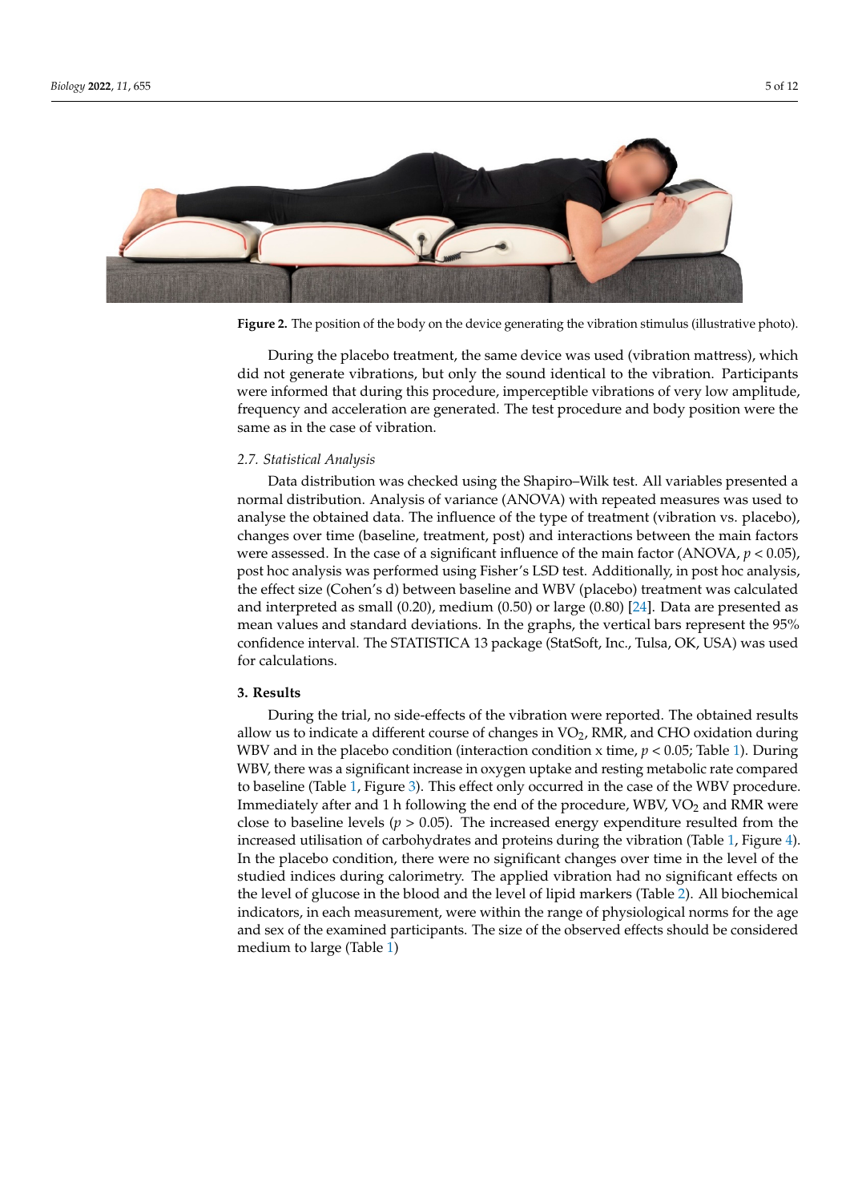**Figure 2.** The position of the body on the device generating the vibration stimulus (illustrative photo).

During the placebo treatment, the same device was used (vibration mattress), which did not generate vibrations, but only the sound identical to the vibration. Participants were informed that during this procedure, imperceptible vibrations of very low amplitude, frequency and acceleration are generated. The test procedure and body position were the same as in the case of vibration.

### 2.7. Statistical Analysis

Data distribution was checked using the Shapiro–Wilk test. All variables presented a normal distribution. Analysis of variance (ANOVA) with repeated measures was used to analyse the obtained data. The influence of the type of treatment (vibration vs. placebo), changes over time (baseline, treatment, post) and interactions between the main factors were assessed. In the case of a significant influence of the main factor (ANOVA, $p < 0.05$), post hoc analysis was performed using Fisher's LSD test. Additionally, in post hoc analysis, the effect size (Cohen's d) between baseline and WBV (placebo) treatment was calculated and interpreted as small (0.20), medium (0.50) or large (0.80) [24]. Data are presented as mean values and standard deviations. In the graphs, the vertical bars represent the 95% confidence interval. The STATISTICA 13 package (StatSoft, Inc., Tulsa, OK, USA) was used for calculations.

## 3. Results

During the trial, no side-effects of the vibration were reported. The obtained results allow us to indicate a different course of changes in $VO_2$, RMR, and CHO oxidation during WBV and in the placebo condition (interaction condition x time, $p < 0.05$; Table 1). During WBV, there was a significant increase in oxygen uptake and resting metabolic rate compared to baseline (Table 1, Figure 3). This effect only occurred in the case of the WBV procedure. Immediately after and 1 h following the end of the procedure, WBV, $VO_2$ and RMR were close to baseline levels ($p > 0.05$). The increased energy expenditure resulted from the increased utilisation of carbohydrates and proteins during the vibration (Table 1, Figure 4). In the placebo condition, there were no significant changes over time in the level of the studied indices during calorimetry. The applied vibration had no significant effects on the level of glucose in the blood and the level of lipid markers (Table 2). All biochemical indicators, in each measurement, were within the range of physiological norms for the age and sex of the examined participants. The size of the observed effects should be considered medium to large (Table 1)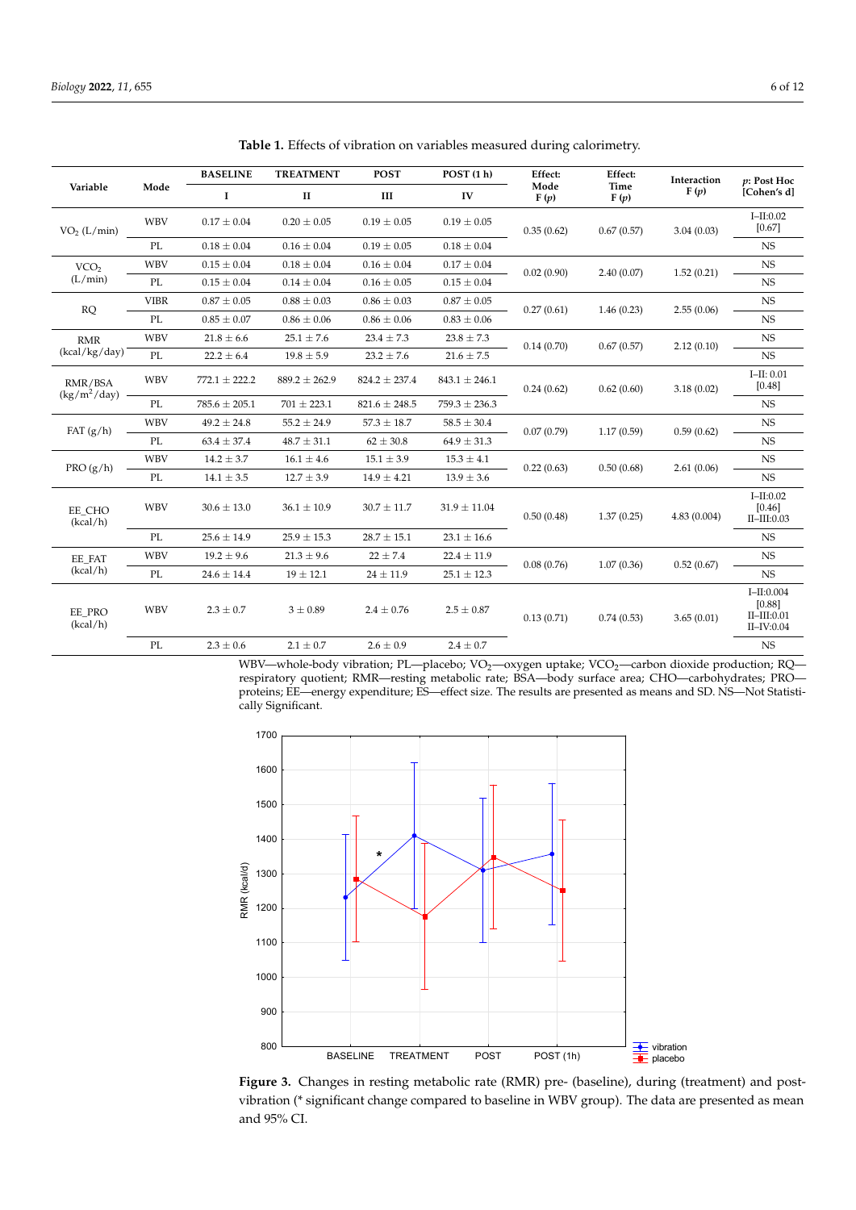**Table 1.** Effects of vibration on variables measured during calorimetry.

| Variable | Mode | BASELINE I | TREATMENT II | POST III | POST (1 h) IV | Effect: Mode F (p) | Effect: Time F (p) | Interaction F (p) | p: Post Hoc [Cohen's d] |
|---|---|---|---|---|---|---|---|---|---|
| $VO_2$ (L/min) | WBV | 0.17 ± 0.04 | 0.20 ± 0.05 | 0.19 ± 0.05 | 0.19 ± 0.05 | 0.35 (0.62) | 0.67 (0.57) | 3.04 (0.03) | I–II:0.02 [0.67] |
| | PL | 0.18 ± 0.04 | 0.16 ± 0.04 | 0.19 ± 0.05 | 0.18 ± 0.04 | | | | NS |
| $VCO_2$ (L/min) | WBV | 0.15 ± 0.04 | 0.18 ± 0.04 | 0.16 ± 0.04 | 0.17 ± 0.04 | 0.02 (0.90) | 2.40 (0.07) | 1.52 (0.21) | NS |
| | PL | 0.15 ± 0.04 | 0.14 ± 0.04 | 0.16 ± 0.05 | 0.15 ± 0.04 | | | | NS |
| RQ | VIBR | 0.87 ± 0.05 | 0.88 ± 0.03 | 0.86 ± 0.03 | 0.87 ± 0.05 | 0.27 (0.61) | 1.46 (0.23) | 2.55 (0.06) | NS |
| | PL | 0.85 ± 0.07 | 0.86 ± 0.06 | 0.86 ± 0.06 | 0.83 ± 0.06 | | | | NS |
| RMR (kcal/kg/day) | WBV | 21.8 ± 6.6 | 25.1 ± 7.6 | 23.4 ± 7.3 | 23.8 ± 7.3 | 0.14 (0.70) | 0.67 (0.57) | 2.12 (0.10) | NS |
| | PL | 22.2 ± 6.4 | 19.8 ± 5.9 | 23.2 ± 7.6 | 21.6 ± 7.5 | | | | NS |
| RMR/BSA ($kg/m^2$/day) | WBV | 772.1 ± 222.2 | 889.2 ± 262.9 | 824.2 ± 237.4 | 843.1 ± 246.1 | 0.24 (0.62) | 0.62 (0.60) | 3.18 (0.02) | I–II: 0.01 [0.48] |
| | PL | 785.6 ± 205.1 | 701 ± 223.1 | 821.6 ± 248.5 | 759.3 ± 236.3 | | | | NS |
| FAT (g/h) | WBV | 49.2 ± 24.8 | 55.2 ± 24.9 | 57.3 ± 18.7 | 58.5 ± 30.4 | 0.07 (0.79) | 1.17 (0.59) | 0.59 (0.62) | NS |
| | PL | 63.4 ± 37.4 | 48.7 ± 31.1 | 62 ± 30.8 | 64.9 ± 31.3 | | | | NS |
| PRO (g/h) | WBV | 14.2 ± 3.7 | 16.1 ± 4.6 | 15.1 ± 3.9 | 15.3 ± 4.1 | 0.22 (0.63) | 0.50 (0.68) | 2.61 (0.06) | NS |
| | PL | 14.1 ± 3.5 | 12.7 ± 3.9 | 14.9 ± 4.21 | 13.9 ± 3.6 | | | | NS |
| EE_CHO (kcal/h) | WBV | 30.6 ± 13.0 | 36.1 ± 10.9 | 30.7 ± 11.7 | 31.9 ± 11.04 | 0.50 (0.48) | 1.37 (0.25) | 4.83 (0.004) | I–II:0.02 [0.46] II–III:0.03 |
| | PL | 25.6 ± 14.9 | 25.9 ± 15.3 | 28.7 ± 15.1 | 23.1 ± 16.6 | | | | NS |
| EE_FAT (kcal/h) | WBV | 19.2 ± 9.6 | 21.3 ± 9.6 | 22 ± 7.4 | 22.4 ± 11.9 | 0.08 (0.76) | 1.07 (0.36) | 0.52 (0.67) | NS |
| | PL | 24.6 ± 14.4 | 19 ± 12.1 | 24 ± 11.9 | 25.1 ± 12.3 | | | | NS |
| EE_PRO (kcal/h) | WBV | 2.3 ± 0.7 | 3 ± 0.89 | 2.4 ± 0.76 | 2.5 ± 0.87 | 0.13 (0.71) | 0.74 (0.53) | 3.65 (0.01) | I–II:0.004 [0.88] II–III:0.01 II–IV:0.04 |
| | PL | 2.3 ± 0.6 | 2.1 ± 0.7 | 2.6 ± 0.9 | 2.4 ± 0.7 | | | | NS |

WBV—whole-body vibration; PL—placebo; $VO_2$—oxygen uptake; $VCO_2$—carbon dioxide production; RQ—respiratory quotient; RMR—resting metabolic rate; BSA—body surface area; CHO—carbohydrates; PRO—proteins; EE—energy expenditure; ES—effect size. The results are presented as means and SD. NS—Not Statistically Significant.

**Figure 3.** Changes in resting metabolic rate (RMR) pre- (baseline), during (treatment) and post-vibration (* significant change compared to baseline in WBV group). The data are presented as mean and 95% CI.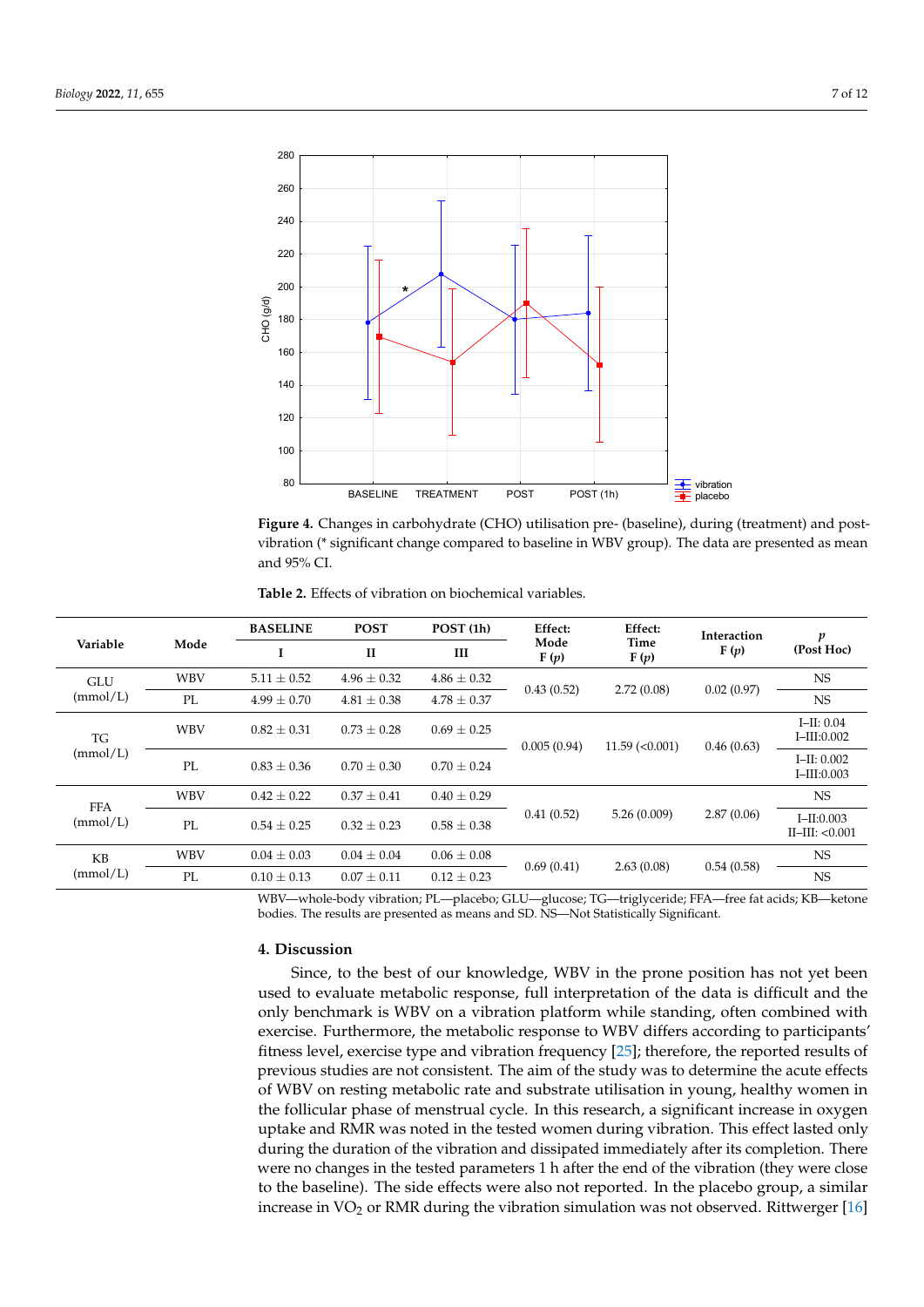**Figure 4.** Changes in carbohydrate (CHO) utilisation pre- (baseline), during (treatment) and post-vibration (* significant change compared to baseline in WBV group). The data are presented as mean and 95% CI.

**Table 2.** Effects of vibration on biochemical variables.

| Variable | Mode | BASELINE | POST | POST (1h) | Effect: Mode F (*p*) | Effect: Time F (*p*) | Interaction F (*p*) | *p* (Post Hoc) |
|---|---|---|---|---|---|---|---|---|
| | | I | II | III | | | | |
| GLU (mmol/L) | WBV | 5.11 ± 0.52 | 4.96 ± 0.32 | 4.86 ± 0.32 | 0.43 (0.52) | 2.72 (0.08) | 0.02 (0.97) | NS |
| | PL | 4.99 ± 0.70 | 4.81 ± 0.38 | 4.78 ± 0.37 | | | | NS |
| TG (mmol/L) | WBV | 0.82 ± 0.31 | 0.73 ± 0.28 | 0.69 ± 0.25 | 0.005 (0.94) | 11.59 (<0.001) | 0.46 (0.63) | I–II: 0.04 I–III:0.002 |
| | PL | 0.83 ± 0.36 | 0.70 ± 0.30 | 0.70 ± 0.24 | | | | I–II: 0.002 I–III:0.003 |
| FFA (mmol/L) | WBV | 0.42 ± 0.22 | 0.37 ± 0.41 | 0.40 ± 0.29 | 0.41 (0.52) | 5.26 (0.009) | 2.87 (0.06) | NS |
| | PL | 0.54 ± 0.25 | 0.32 ± 0.23 | 0.58 ± 0.38 | | | | I–II:0.003 II–III: <0.001 |
| KB (mmol/L) | WBV | 0.04 ± 0.03 | 0.04 ± 0.04 | 0.06 ± 0.08 | 0.69 (0.41) | 2.63 (0.08) | 0.54 (0.58) | NS |
| | PL | 0.10 ± 0.13 | 0.07 ± 0.11 | 0.12 ± 0.23 | | | | NS |

WBV—whole-body vibration; PL—placebo; GLU—glucose; TG—triglyceride; FFA—free fat acids; KB—ketone bodies. The results are presented as means and SD. NS—Not Statistically Significant.

## 4. Discussion

Since, to the best of our knowledge, WBV in the prone position has not yet been used to evaluate metabolic response, full interpretation of the data is difficult and the only benchmark is WBV on a vibration platform while standing, often combined with exercise. Furthermore, the metabolic response to WBV differs according to participants' fitness level, exercise type and vibration frequency [25]; therefore, the reported results of previous studies are not consistent. The aim of the study was to determine the acute effects of WBV on resting metabolic rate and substrate utilisation in young, healthy women in the follicular phase of menstrual cycle. In this research, a significant increase in oxygen uptake and RMR was noted in the tested women during vibration. This effect lasted only during the duration of the vibration and dissipated immediately after its completion. There were no changes in the tested parameters 1 h after the end of the vibration (they were close to the baseline). The side effects were also not reported. In the placebo group, a similar increase in $VO_2$ or RMR during the vibration simulation was not observed. Rittwerger [16]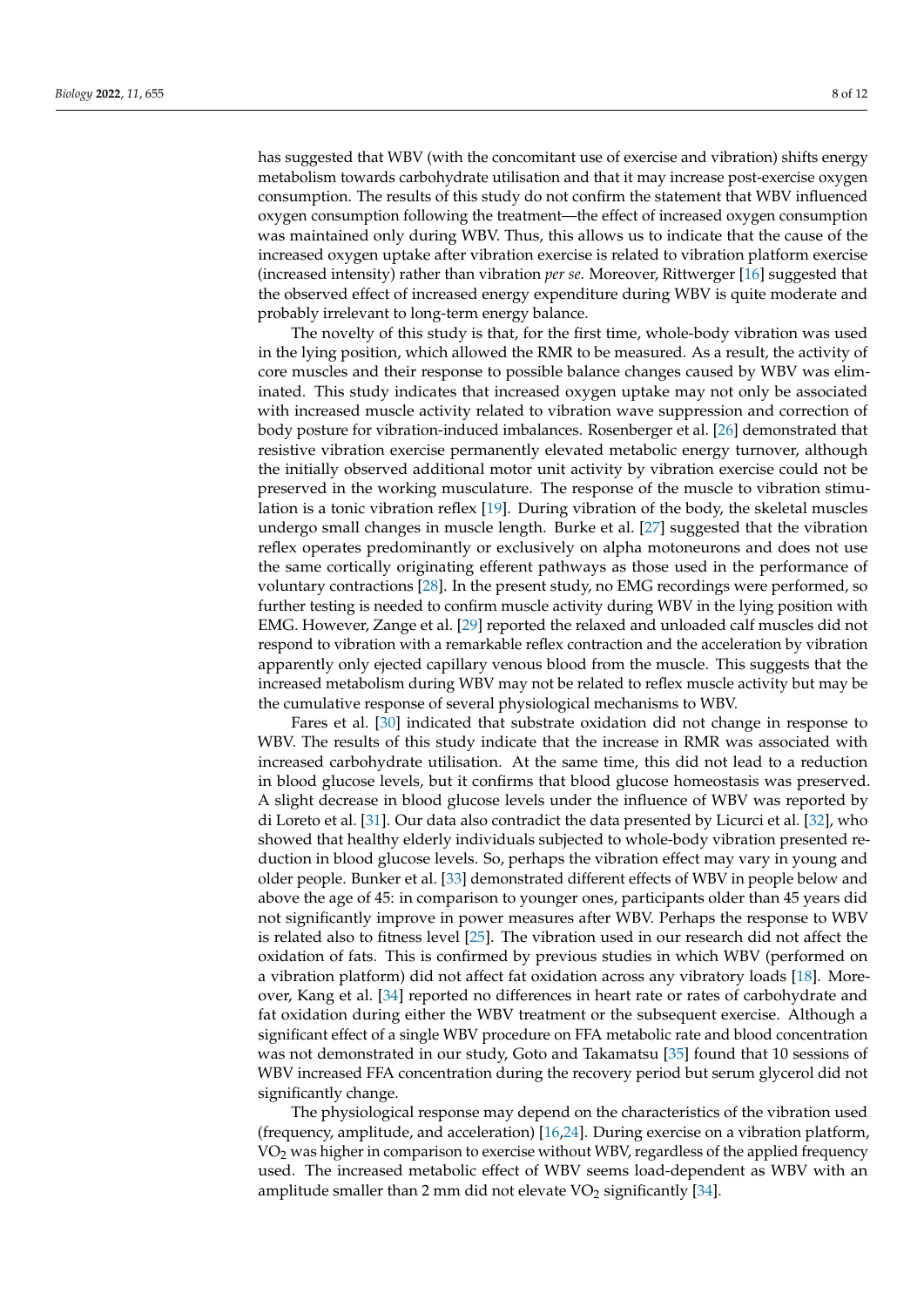has suggested that WBV (with the concomitant use of exercise and vibration) shifts energy metabolism towards carbohydrate utilisation and that it may increase post-exercise oxygen consumption. The results of this study do not confirm the statement that WBV influenced oxygen consumption following the treatment—the effect of increased oxygen consumption was maintained only during WBV. Thus, this allows us to indicate that the cause of the increased oxygen uptake after vibration exercise is related to vibration platform exercise (increased intensity) rather than vibration *per se*. Moreover, Rittwerger [16] suggested that the observed effect of increased energy expenditure during WBV is quite moderate and probably irrelevant to long-term energy balance.

The novelty of this study is that, for the first time, whole-body vibration was used in the lying position, which allowed the RMR to be measured. As a result, the activity of core muscles and their response to possible balance changes caused by WBV was eliminated. This study indicates that increased oxygen uptake may not only be associated with increased muscle activity related to vibration wave suppression and correction of body posture for vibration-induced imbalances. Rosenberger et al. [26] demonstrated that resistive vibration exercise permanently elevated metabolic energy turnover, although the initially observed additional motor unit activity by vibration exercise could not be preserved in the working musculature. The response of the muscle to vibration stimulation is a tonic vibration reflex [19]. During vibration of the body, the skeletal muscles undergo small changes in muscle length. Burke et al. [27] suggested that the vibration reflex operates predominantly or exclusively on alpha motoneurons and does not use the same cortically originating efferent pathways as those used in the performance of voluntary contractions [28]. In the present study, no EMG recordings were performed, so further testing is needed to confirm muscle activity during WBV in the lying position with EMG. However, Zange et al. [29] reported the relaxed and unloaded calf muscles did not respond to vibration with a remarkable reflex contraction and the acceleration by vibration apparently only ejected capillary venous blood from the muscle. This suggests that the increased metabolism during WBV may not be related to reflex muscle activity but may be the cumulative response of several physiological mechanisms to WBV.

Fares et al. [30] indicated that substrate oxidation did not change in response to WBV. The results of this study indicate that the increase in RMR was associated with increased carbohydrate utilisation. At the same time, this did not lead to a reduction in blood glucose levels, but it confirms that blood glucose homeostasis was preserved. A slight decrease in blood glucose levels under the influence of WBV was reported by di Loreto et al. [31]. Our data also contradict the data presented by Licurci et al. [32], who showed that healthy elderly individuals subjected to whole-body vibration presented reduction in blood glucose levels. So, perhaps the vibration effect may vary in young and older people. Bunker et al. [33] demonstrated different effects of WBV in people below and above the age of 45: in comparison to younger ones, participants older than 45 years did not significantly improve in power measures after WBV. Perhaps the response to WBV is related also to fitness level [25]. The vibration used in our research did not affect the oxidation of fats. This is confirmed by previous studies in which WBV (performed on a vibration platform) did not affect fat oxidation across any vibratory loads [18]. Moreover, Kang et al. [34] reported no differences in heart rate or rates of carbohydrate and fat oxidation during either the WBV treatment or the subsequent exercise. Although a significant effect of a single WBV procedure on FFA metabolic rate and blood concentration was not demonstrated in our study, Goto and Takamatsu [35] found that 10 sessions of WBV increased FFA concentration during the recovery period but serum glycerol did not significantly change.

The physiological response may depend on the characteristics of the vibration used (frequency, amplitude, and acceleration) [16,24]. During exercise on a vibration platform, $VO_2$ was higher in comparison to exercise without WBV, regardless of the applied frequency used. The increased metabolic effect of WBV seems load-dependent as WBV with an amplitude smaller than 2 mm did not elevate $VO_2$ significantly [34].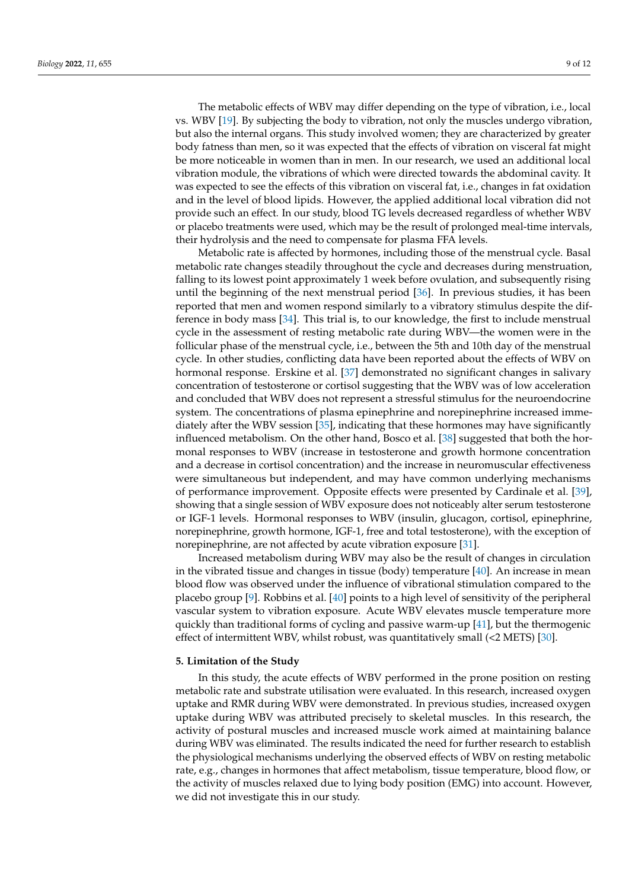The metabolic effects of WBV may differ depending on the type of vibration, i.e., local vs. WBV [19]. By subjecting the body to vibration, not only the muscles undergo vibration, but also the internal organs. This study involved women; they are characterized by greater body fatness than men, so it was expected that the effects of vibration on visceral fat might be more noticeable in women than in men. In our research, we used an additional local vibration module, the vibrations of which were directed towards the abdominal cavity. It was expected to see the effects of this vibration on visceral fat, i.e., changes in fat oxidation and in the level of blood lipids. However, the applied additional local vibration did not provide such an effect. In our study, blood TG levels decreased regardless of whether WBV or placebo treatments were used, which may be the result of prolonged meal-time intervals, their hydrolysis and the need to compensate for plasma FFA levels.

Metabolic rate is affected by hormones, including those of the menstrual cycle. Basal metabolic rate changes steadily throughout the cycle and decreases during menstruation, falling to its lowest point approximately 1 week before ovulation, and subsequently rising until the beginning of the next menstrual period [36]. In previous studies, it has been reported that men and women respond similarly to a vibratory stimulus despite the difference in body mass [34]. This trial is, to our knowledge, the first to include menstrual cycle in the assessment of resting metabolic rate during WBV—the women were in the follicular phase of the menstrual cycle, i.e., between the 5th and 10th day of the menstrual cycle. In other studies, conflicting data have been reported about the effects of WBV on hormonal response. Erskine et al. [37] demonstrated no significant changes in salivary concentration of testosterone or cortisol suggesting that the WBV was of low acceleration and concluded that WBV does not represent a stressful stimulus for the neuroendocrine system. The concentrations of plasma epinephrine and norepinephrine increased immediately after the WBV session [35], indicating that these hormones may have significantly influenced metabolism. On the other hand, Bosco et al. [38] suggested that both the hormonal responses to WBV (increase in testosterone and growth hormone concentration and a decrease in cortisol concentration) and the increase in neuromuscular effectiveness were simultaneous but independent, and may have common underlying mechanisms of performance improvement. Opposite effects were presented by Cardinale et al. [39], showing that a single session of WBV exposure does not noticeably alter serum testosterone or IGF-1 levels. Hormonal responses to WBV (insulin, glucagon, cortisol, epinephrine, norepinephrine, growth hormone, IGF-1, free and total testosterone), with the exception of norepinephrine, are not affected by acute vibration exposure [31].

Increased metabolism during WBV may also be the result of changes in circulation in the vibrated tissue and changes in tissue (body) temperature [40]. An increase in mean blood flow was observed under the influence of vibrational stimulation compared to the placebo group [9]. Robbins et al. [40] points to a high level of sensitivity of the peripheral vascular system to vibration exposure. Acute WBV elevates muscle temperature more quickly than traditional forms of cycling and passive warm-up [41], but the thermogenic effect of intermittent WBV, whilst robust, was quantitatively small (<2 METS) [30].

## 5. Limitation of the Study

In this study, the acute effects of WBV performed in the prone position on resting metabolic rate and substrate utilisation were evaluated. In this research, increased oxygen uptake and RMR during WBV were demonstrated. In previous studies, increased oxygen uptake during WBV was attributed precisely to skeletal muscles. In this research, the activity of postural muscles and increased muscle work aimed at maintaining balance during WBV was eliminated. The results indicated the need for further research to establish the physiological mechanisms underlying the observed effects of WBV on resting metabolic rate, e.g., changes in hormones that affect metabolism, tissue temperature, blood flow, or the activity of muscles relaxed due to lying body position (EMG) into account. However, we did not investigate this in our study.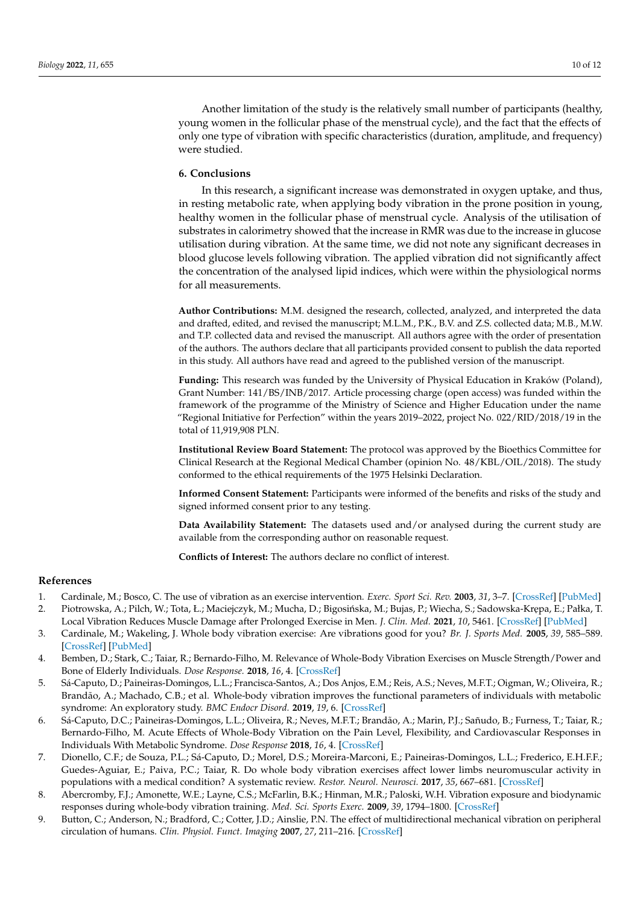Another limitation of the study is the relatively small number of participants (healthy, young women in the follicular phase of the menstrual cycle), and the fact that the effects of only one type of vibration with specific characteristics (duration, amplitude, and frequency) were studied.

## 6. Conclusions

In this research, a significant increase was demonstrated in oxygen uptake, and thus, in resting metabolic rate, when applying body vibration in the prone position in young, healthy women in the follicular phase of menstrual cycle. Analysis of the utilisation of substrates in calorimetry showed that the increase in RMR was due to the increase in glucose utilisation during vibration. At the same time, we did not note any significant decreases in blood glucose levels following vibration. The applied vibration did not significantly affect the concentration of the analysed lipid indices, which were within the physiological norms for all measurements.

**Author Contributions:** M.M. designed the research, collected, analyzed, and interpreted the data and drafted, edited, and revised the manuscript; M.L.M., P.K., B.V. and Z.S. collected data; M.B., M.W. and T.P. collected data and revised the manuscript. All authors agree with the order of presentation of the authors. The authors declare that all participants provided consent to publish the data reported in this study. All authors have read and agreed to the published version of the manuscript.

**Funding:** This research was funded by the University of Physical Education in Kraków (Poland), Grant Number: 141/BS/INB/2017. Article processing charge (open access) was funded within the framework of the programme of the Ministry of Science and Higher Education under the name "Regional Initiative for Perfection" within the years 2019–2022, project No. 022/RID/2018/19 in the total of 11,919,908 PLN.

**Institutional Review Board Statement:** The protocol was approved by the Bioethics Committee for Clinical Research at the Regional Medical Chamber (opinion No. 48/KBL/OIL/2018). The study conformed to the ethical requirements of the 1975 Helsinki Declaration.

**Informed Consent Statement:** Participants were informed of the benefits and risks of the study and signed informed consent prior to any testing.

**Data Availability Statement:** The datasets used and/or analysed during the current study are available from the corresponding author on reasonable request.

**Conflicts of Interest:** The authors declare no conflict of interest.

## References

1. Cardinale, M.; Bosco, C. The use of vibration as an exercise intervention. *Exerc. Sport Sci. Rev.* **2003**, *31*, 3–7. [CrossRef] [PubMed]
2. Piotrowska, A.; Pilch, W.; Tota, Ł.; Maciejczyk, M.; Mucha, D.; Bigosińska, M.; Bujas, P.; Wiecha, S.; Sadowska-Krępa, E.; Pałka, T. Local Vibration Reduces Muscle Damage after Prolonged Exercise in Men. *J. Clin. Med.* **2021**, *10*, 5461. [CrossRef] [PubMed]
3. Cardinale, M.; Wakeling, J. Whole body vibration exercise: Are vibrations good for you? *Br. J. Sports Med.* **2005**, *39*, 585–589. [CrossRef] [PubMed]
4. Bemben, D.; Stark, C.; Taiar, R.; Bernardo-Filho, M. Relevance of Whole-Body Vibration Exercises on Muscle Strength/Power and Bone of Elderly Individuals. *Dose Response.* **2018**, *16*, 4. [CrossRef]
5. Sá-Caputo, D.; Paineiras-Domingos, L.L.; Francisca-Santos, A.; Dos Anjos, E.M.; Reis, A.S.; Neves, M.F.T.; Oigman, W.; Oliveira, R.; Brandão, A.; Machado, C.B.; et al. Whole-body vibration improves the functional parameters of individuals with metabolic syndrome: An exploratory study. *BMC Endocr Disord.* **2019**, *19*, 6. [CrossRef]
6. Sá-Caputo, D.C.; Paineiras-Domingos, L.L.; Oliveira, R.; Neves, M.F.T.; Brandão, A.; Marin, P.J.; Sañudo, B.; Furness, T.; Taiar, R.; Bernardo-Filho, M. Acute Effects of Whole-Body Vibration on the Pain Level, Flexibility, and Cardiovascular Responses in Individuals With Metabolic Syndrome. *Dose Response* **2018**, *16*, 4. [CrossRef]
7. Dionello, C.F.; de Souza, P.L.; Sá-Caputo, D.; Morel, D.S.; Moreira-Marconi, E.; Paineiras-Domingos, L.L.; Frederico, E.H.F.F.; Guedes-Aguiar, E.; Paiva, P.C.; Taiar, R. Do whole body vibration exercises affect lower limbs neuromuscular activity in populations with a medical condition? A systematic review. *Restor. Neurol. Neurosci.* **2017**, *35*, 667–681. [CrossRef]
8. Abercromby, F.J.; Amonette, W.E.; Layne, C.S.; McFarlin, B.K.; Hinman, M.R.; Paloski, W.H. Vibration exposure and biodynamic responses during whole-body vibration training. *Med. Sci. Sports Exerc.* **2009**, *39*, 1794–1800. [CrossRef]
9. Button, C.; Anderson, N.; Bradford, C.; Cotter, J.D.; Ainslie, P.N. The effect of multidirectional mechanical vibration on peripheral circulation of humans. *Clin. Physiol. Funct. Imaging* **2007**, *27*, 211–216. [CrossRef]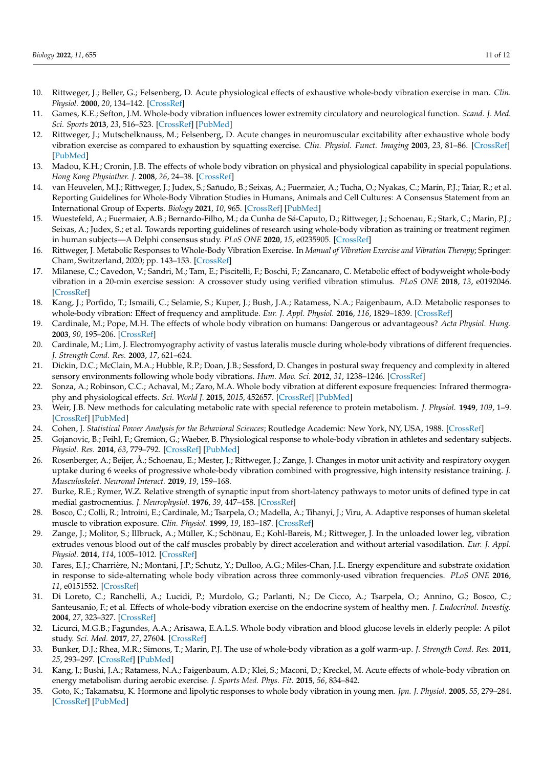10. Rittweger, J.; Beller, G.; Felsenberg, D. Acute physiological effects of exhaustive whole-body vibration exercise in man. *Clin. Physiol.* **2000**, *20*, 134–142. [CrossRef]
11. Games, K.E.; Sefton, J.M. Whole-body vibration influences lower extremity circulatory and neurological function. *Scand. J. Med. Sci. Sports* **2013**, *23*, 516–523. [CrossRef] [PubMed]
12. Rittweger, J.; Mutschelknauss, M.; Felsenberg, D. Acute changes in neuromuscular excitability after exhaustive whole body vibration exercise as compared to exhaustion by squatting exercise. *Clin. Physiol. Funct. Imaging* **2003**, *23*, 81–86. [CrossRef] [PubMed]
13. Madou, K.H.; Cronin, J.B. The effects of whole body vibration on physical and physiological capability in special populations. *Hong Kong Physiother. J.* **2008**, *26*, 24–38. [CrossRef]
14. van Heuvelen, M.J.; Rittweger, J.; Judex, S.; Sañudo, B.; Seixas, A.; Fuermaier, A.; Tucha, O.; Nyakas, C.; Marín, P.J.; Taiar, R.; et al. Reporting Guidelines for Whole-Body Vibration Studies in Humans, Animals and Cell Cultures: A Consensus Statement from an International Group of Experts. *Biology* **2021**, *10*, 965. [CrossRef] [PubMed]
15. Wuestefeld, A.; Fuermaier, A.B.; Bernardo-Filho, M.; da Cunha de Sá-Caputo, D.; Rittweger, J.; Schoenau, E.; Stark, C.; Marin, P.J.; Seixas, A.; Judex, S.; et al. Towards reporting guidelines of research using whole-body vibration as training or treatment regimen in human subjects—A Delphi consensus study. *PLoS ONE* **2020**, *15*, e0235905. [CrossRef]
16. Rittweger, J. Metabolic Responses to Whole-Body Vibration Exercise. In *Manual of Vibration Exercise and Vibration Therapy*; Springer: Cham, Switzerland, 2020; pp. 143–153. [CrossRef]
17. Milanese, C.; Cavedon, V.; Sandri, M.; Tam, E.; Piscitelli, F.; Boschi, F.; Zancanaro, C. Metabolic effect of bodyweight whole-body vibration in a 20-min exercise session: A crossover study using verified vibration stimulus. *PLoS ONE* **2018**, *13*, e0192046. [CrossRef]
18. Kang, J.; Porfido, T.; Ismaili, C.; Selamie, S.; Kuper, J.; Bush, J.A.; Ratamess, N.A.; Faigenbaum, A.D. Metabolic responses to whole-body vibration: Effect of frequency and amplitude. *Eur. J. Appl. Physiol.* **2016**, *116*, 1829–1839. [CrossRef]
19. Cardinale, M.; Pope, M.H. The effects of whole body vibration on humans: Dangerous or advantageous? *Acta Physiol. Hung.* **2003**, *90*, 195–206. [CrossRef]
20. Cardinale, M.; Lim, J. Electromyography activity of vastus lateralis muscle during whole-body vibrations of different frequencies. *J. Strength Cond. Res.* **2003**, *17*, 621–624.
21. Dickin, D.C.; McClain, M.A.; Hubble, R.P.; Doan, J.B.; Sessford, D. Changes in postural sway frequency and complexity in altered sensory environments following whole body vibrations. *Hum. Mov. Sci.* **2012**, *31*, 1238–1246. [CrossRef]
22. Sonza, A.; Robinson, C.C.; Achaval, M.; Zaro, M.A. Whole body vibration at different exposure frequencies: Infrared thermography and physiological effects. *Sci. World J.* **2015**, *2015*, 452657. [CrossRef] [PubMed]
23. Weir, J.B. New methods for calculating metabolic rate with special reference to protein metabolism. *J. Physiol.* **1949**, *109*, 1–9. [CrossRef] [PubMed]
24. Cohen, J. *Statistical Power Analysis for the Behavioral Sciences*; Routledge Academic: New York, NY, USA, 1988. [CrossRef]
25. Gojanovic, B.; Feihl, F.; Gremion, G.; Waeber, B. Physiological response to whole-body vibration in athletes and sedentary subjects. *Physiol. Res.* **2014**, *63*, 779–792. [CrossRef] [PubMed]
26. Rosenberger, A.; Beijer, Å.; Schoenau, E.; Mester, J.; Rittweger, J.; Zange, J. Changes in motor unit activity and respiratory oxygen uptake during 6 weeks of progressive whole-body vibration combined with progressive, high intensity resistance training. *J. Musculoskelet. Neuronal Interact.* **2019**, *19*, 159–168.
27. Burke, R.E.; Rymer, W.Z. Relative strength of synaptic input from short-latency pathways to motor units of defined type in cat medial gastrocnemius. *J. Neurophysiol.* **1976**, *39*, 447–458. [CrossRef]
28. Bosco, C.; Colli, R.; Introini, E.; Cardinale, M.; Tsarpela, O.; Madella, A.; Tihanyi, J.; Viru, A. Adaptive responses of human skeletal muscle to vibration exposure. *Clin. Physiol.* **1999**, *19*, 183–187. [CrossRef]
29. Zange, J.; Molitor, S.; Illbruck, A.; Müller, K.; Schönau, E.; Kohl-Bareis, M.; Rittweger, J. In the unloaded lower leg, vibration extrudes venous blood out of the calf muscles probably by direct acceleration and without arterial vasodilation. *Eur. J. Appl. Physiol.* **2014**, *114*, 1005–1012. [CrossRef]
30. Fares, E.J.; Charrière, N.; Montani, J.P.; Schutz, Y.; Dulloo, A.G.; Miles-Chan, J.L. Energy expenditure and substrate oxidation in response to side-alternating whole body vibration across three commonly-used vibration frequencies. *PLoS ONE* **2016**, *11*, e0151552. [CrossRef]
31. Di Loreto, C.; Ranchelli, A.; Lucidi, P.; Murdolo, G.; Parlanti, N.; De Cicco, A.; Tsarpela, O.; Annino, G.; Bosco, C.; Santeusanio, F.; et al. Effects of whole-body vibration exercise on the endocrine system of healthy men. *J. Endocrinol. Investig.* **2004**, *27*, 323–327. [CrossRef]
32. Licurci, M.G.B.; Fagundes, A.A.; Arisawa, E.A.L.S. Whole body vibration and blood glucose levels in elderly people: A pilot study. *Sci. Med.* **2017**, *27*, 27604. [CrossRef]
33. Bunker, D.J.; Rhea, M.R.; Simons, T.; Marin, P.J. The use of whole-body vibration as a golf warm-up. *J. Strength Cond. Res.* **2011**, *25*, 293–297. [CrossRef] [PubMed]
34. Kang, J.; Bushi, J.A.; Ratamess, N.A.; Faigenbaum, A.D.; Klei, S.; Maconi, D.; Kreckel, M. Acute effects of whole-body vibration on energy metabolism during aerobic exercise. *J. Sports Med. Phys. Fit.* **2015**, *56*, 834–842.
35. Goto, K.; Takamatsu, K. Hormone and lipolytic responses to whole body vibration in young men. *Jpn. J. Physiol.* **2005**, *55*, 279–284. [CrossRef] [PubMed]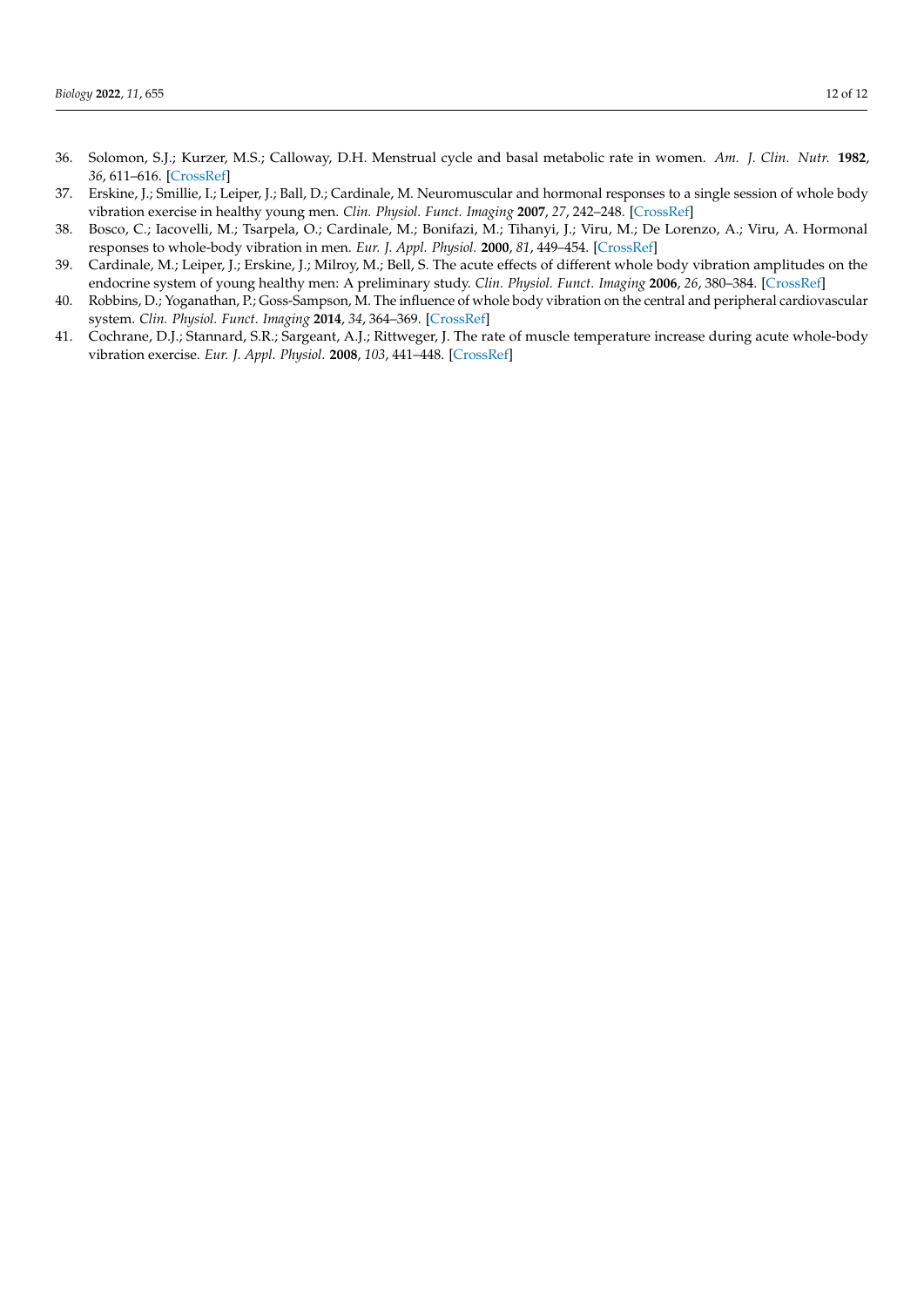36. Solomon, S.J.; Kurzer, M.S.; Calloway, D.H. Menstrual cycle and basal metabolic rate in women. *Am. J. Clin. Nutr.* **1982**, *36*, 611–616. [CrossRef]
37. Erskine, J.; Smillie, I.; Leiper, J.; Ball, D.; Cardinale, M. Neuromuscular and hormonal responses to a single session of whole body vibration exercise in healthy young men. *Clin. Physiol. Funct. Imaging* **2007**, *27*, 242–248. [CrossRef]
38. Bosco, C.; Iacovelli, M.; Tsarpela, O.; Cardinale, M.; Bonifazi, M.; Tihanyi, J.; Viru, M.; De Lorenzo, A.; Viru, A. Hormonal responses to whole-body vibration in men. *Eur. J. Appl. Physiol.* **2000**, *81*, 449–454. [CrossRef]
39. Cardinale, M.; Leiper, J.; Erskine, J.; Milroy, M.; Bell, S. The acute effects of different whole body vibration amplitudes on the endocrine system of young healthy men: A preliminary study. *Clin. Physiol. Funct. Imaging* **2006**, *26*, 380–384. [CrossRef]
40. Robbins, D.; Yoganathan, P.; Goss-Sampson, M. The influence of whole body vibration on the central and peripheral cardiovascular system. *Clin. Physiol. Funct. Imaging* **2014**, *34*, 364–369. [CrossRef]
41. Cochrane, D.J.; Stannard, S.R.; Sargeant, A.J.; Rittweger, J. The rate of muscle temperature increase during acute whole-body vibration exercise. *Eur. J. Appl. Physiol.* **2008**, *103*, 441–448. [CrossRef]